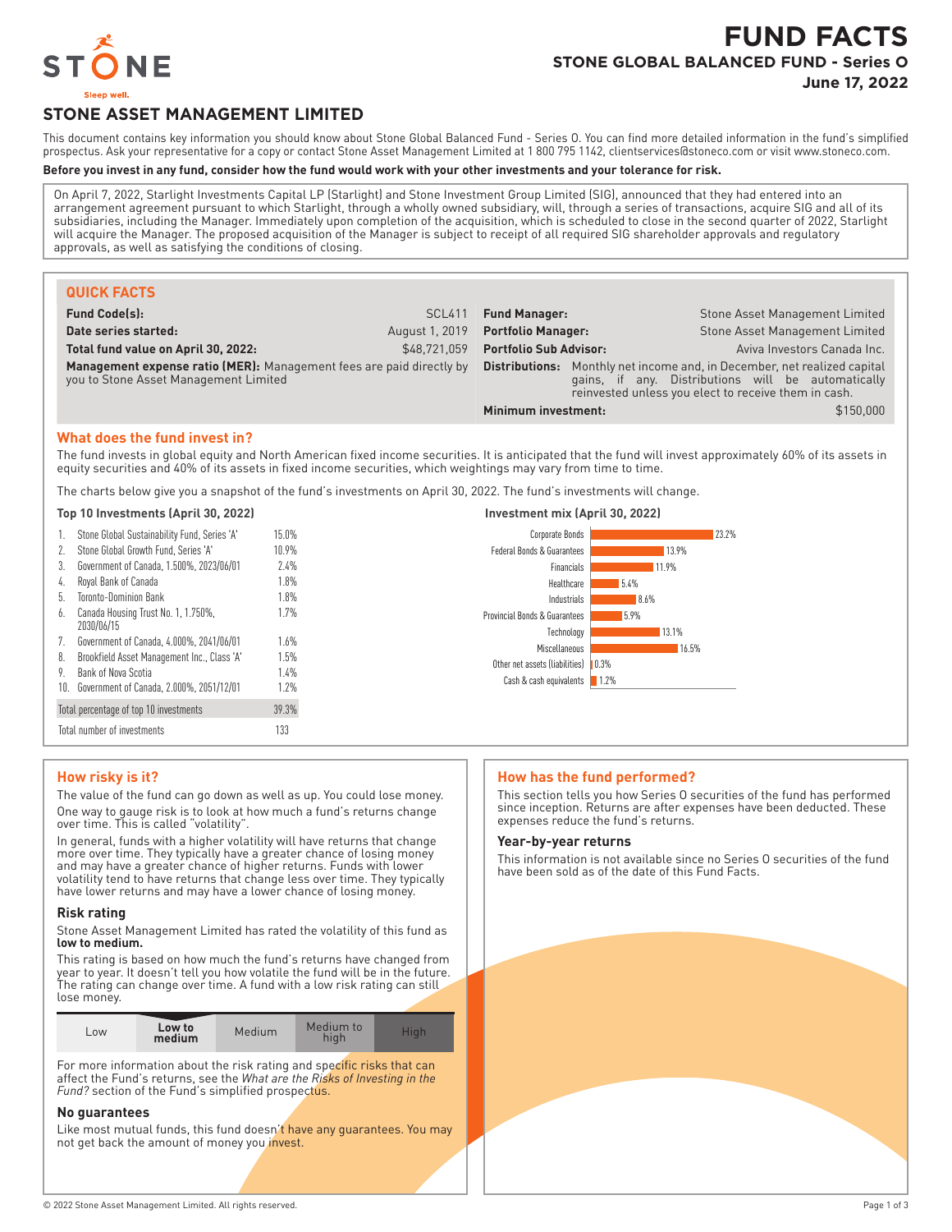# FUND FACTS

## STONE GLOBAL BALANCED FUND - Series O

**June 17, 2022**

STONE
Sleep well.

## STONE ASSET MANAGEMENT LIMITED

This document contains key information you should know about Stone Global Balanced Fund - Series O. You can find more detailed information in the fund's simplified prospectus. Ask your representative for a copy or contact Stone Asset Management Limited at 1 800 795 1142, clientservices@stoneco.com or visit www.stoneco.com.

**Before you invest in any fund, consider how the fund would work with your other investments and your tolerance for risk.**

On April 7, 2022, Starlight Investments Capital LP (Starlight) and Stone Investment Group Limited (SIG), announced that they had entered into an arrangement agreement pursuant to which Starlight, through a wholly owned subsidiary, will, through a series of transactions, acquire SIG and all of its subsidiaries, including the Manager. Immediately upon completion of the acquisition, which is scheduled to close in the second quarter of 2022, Starlight will acquire the Manager. The proposed acquisition of the Manager is subject to receipt of all required SIG shareholder approvals and regulatory approvals, as well as satisfying the conditions of closing.

### QUICK FACTS

| | | | |
|---|---|---|---|
| **Fund Code(s):** | SCL411 | **Fund Manager:** | Stone Asset Management Limited |
| **Date series started:** | August 1, 2019 | **Portfolio Manager:** | Stone Asset Management Limited |
| **Total fund value on April 30, 2022:** | $48,721,059 | **Portfolio Sub Advisor:** | Aviva Investors Canada Inc. |
| **Management expense ratio (MER):** Management fees are paid directly by you to Stone Asset Management Limited | | **Distributions:** | Monthly net income and, in December, net realized capital gains, if any. Distributions will be automatically reinvested unless you elect to receive them in cash. |
| | | **Minimum investment:** | $150,000 |

### What does the fund invest in?

The fund invests in global equity and North American fixed income securities. It is anticipated that the fund will invest approximately 60% of its assets in equity securities and 40% of its assets in fixed income securities, which weightings may vary from time to time.

The charts below give you a snapshot of the fund's investments on April 30, 2022. The fund's investments will change.

**Top 10 Investments (April 30, 2022)**

| | Investment | % |
|---|---|---|
| 1. | Stone Global Sustainability Fund, Series 'A' | 15.0% |
| 2. | Stone Global Growth Fund, Series 'A' | 10.9% |
| 3. | Government of Canada, 1.500%, 2023/06/01 | 2.4% |
| 4. | Royal Bank of Canada | 1.8% |
| 5. | Toronto-Dominion Bank | 1.8% |
| 6. | Canada Housing Trust No. 1, 1.750%, 2030/06/15 | 1.7% |
| 7. | Government of Canada, 4.000%, 2041/06/01 | 1.6% |
| 8. | Brookfield Asset Management Inc., Class 'A' | 1.5% |
| 9. | Bank of Nova Scotia | 1.4% |
| 10. | Government of Canada, 2.000%, 2051/12/01 | 1.2% |
| | Total percentage of top 10 investments | 39.3% |
| | Total number of investments | 133 |

**Investment mix (April 30, 2022)**

| Category | % |
|---|---|
| Corporate Bonds | 23.2% |
| Federal Bonds & Guarantees | 13.9% |
| Financials | 11.9% |
| Healthcare | 5.4% |
| Industrials | 8.6% |
| Provincial Bonds & Guarantees | 5.9% |
| Technology | 13.1% |
| Miscellaneous | 16.5% |
| Other net assets (liabilities) | 0.3% |
| Cash & cash equivalents | 1.2% |

### How risky is it?

The value of the fund can go down as well as up. You could lose money.

One way to gauge risk is to look at how much a fund's returns change over time. This is called "volatility".

In general, funds with a higher volatility will have returns that change more over time. They typically have a greater chance of losing money and may have a greater chance of higher returns. Funds with lower volatility tend to have returns that change less over time. They typically have lower returns and may have a lower chance of losing money.

#### Risk rating

Stone Asset Management Limited has rated the volatility of this fund as **low to medium.**

This rating is based on how much the fund's returns have changed from year to year. It doesn't tell you how volatile the fund will be in the future. The rating can change over time. A fund with a low risk rating can still lose money.

| Low | **Low to medium** | Medium | Medium to high | High |
|---|---|---|---|---|

For more information about the risk rating and specific risks that can affect the Fund's returns, see the *What are the Risks of Investing in the Fund?* section of the Fund's simplified prospectus.

#### No guarantees

Like most mutual funds, this fund doesn't have any guarantees. You may not get back the amount of money you invest.

### How has the fund performed?

This section tells you how Series O securities of the fund has performed since inception. Returns are after expenses have been deducted. These expenses reduce the fund's returns.

#### Year-by-year returns

This information is not available since no Series O securities of the fund have been sold as of the date of this Fund Facts.

© 2022 Stone Asset Management Limited. All rights reserved.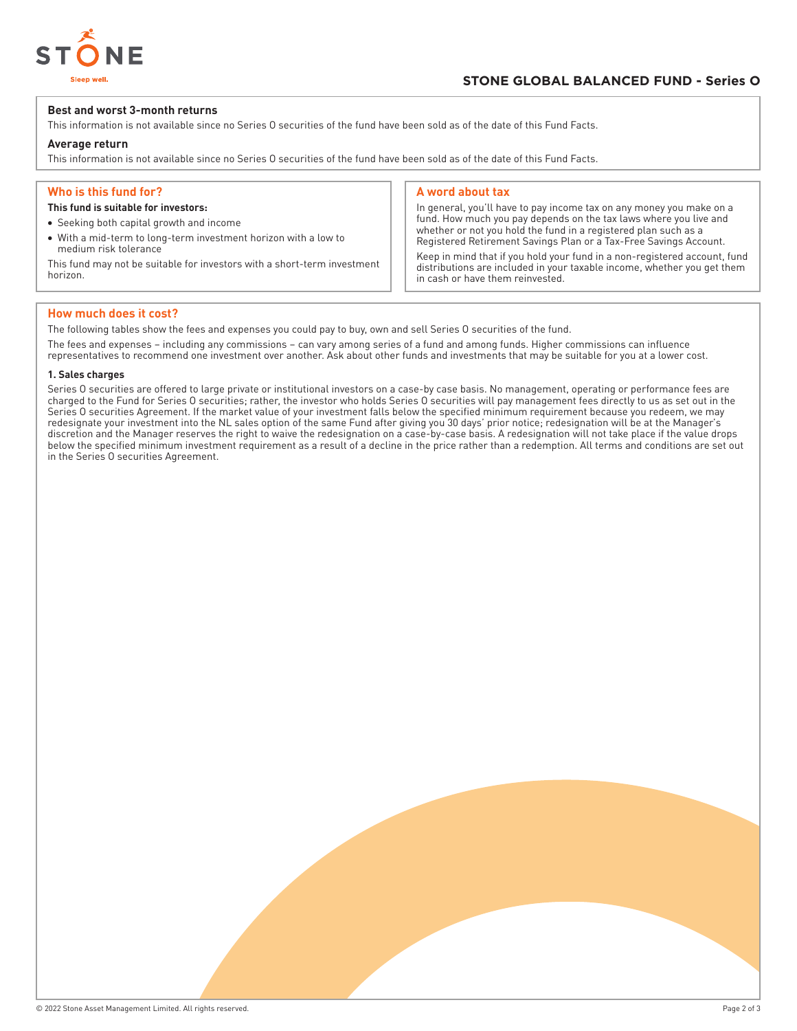### Best and worst 3-month returns

This information is not available since no Series O securities of the fund have been sold as of the date of this Fund Facts.

### Average return

This information is not available since no Series O securities of the fund have been sold as of the date of this Fund Facts.

## Who is this fund for?

**This fund is suitable for investors:**

- Seeking both capital growth and income
- With a mid-term to long-term investment horizon with a low to medium risk tolerance

This fund may not be suitable for investors with a short-term investment horizon.

## A word about tax

In general, you'll have to pay income tax on any money you make on a fund. How much you pay depends on the tax laws where you live and whether or not you hold the fund in a registered plan such as a Registered Retirement Savings Plan or a Tax-Free Savings Account.

Keep in mind that if you hold your fund in a non-registered account, fund distributions are included in your taxable income, whether you get them in cash or have them reinvested.

## How much does it cost?

The following tables show the fees and expenses you could pay to buy, own and sell Series O securities of the fund.

The fees and expenses – including any commissions – can vary among series of a fund and among funds. Higher commissions can influence representatives to recommend one investment over another. Ask about other funds and investments that may be suitable for you at a lower cost.

### 1. Sales charges

Series O securities are offered to large private or institutional investors on a case-by case basis. No management, operating or performance fees are charged to the Fund for Series O securities; rather, the investor who holds Series O securities will pay management fees directly to us as set out in the Series O securities Agreement. If the market value of your investment falls below the specified minimum requirement because you redeem, we may redesignate your investment into the NL sales option of the same Fund after giving you 30 days' prior notice; redesignation will be at the Manager's discretion and the Manager reserves the right to waive the redesignation on a case-by-case basis. A redesignation will not take place if the value drops below the specified minimum investment requirement as a result of a decline in the price rather than a redemption. All terms and conditions are set out in the Series O securities Agreement.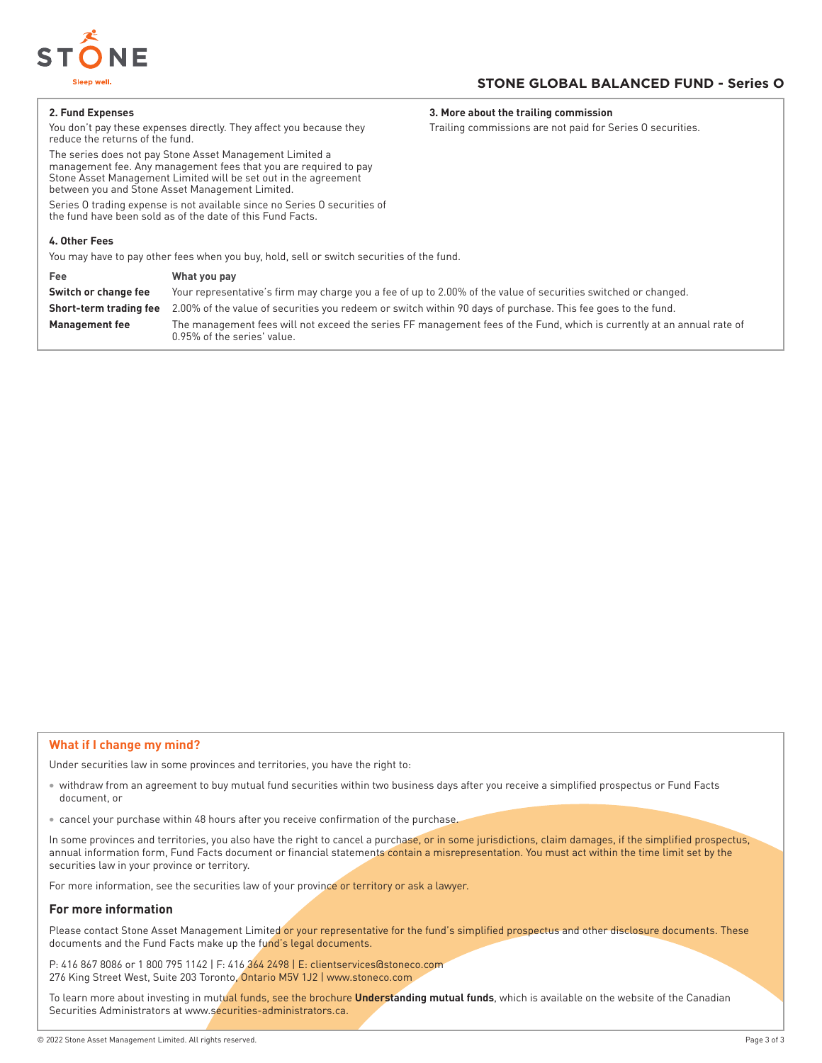## STONE GLOBAL BALANCED FUND - Series O

### 2. Fund Expenses

You don't pay these expenses directly. They affect you because they reduce the returns of the fund.

The series does not pay Stone Asset Management Limited a management fee. Any management fees that you are required to pay Stone Asset Management Limited will be set out in the agreement between you and Stone Asset Management Limited.

Series O trading expense is not available since no Series O securities of the fund have been sold as of the date of this Fund Facts.

### 3. More about the trailing commission

Trailing commissions are not paid for Series O securities.

### 4. Other Fees

You may have to pay other fees when you buy, hold, sell or switch securities of the fund.

| Fee | What you pay |
|---|---|
| **Switch or change fee** | Your representative's firm may charge you a fee of up to 2.00% of the value of securities switched or changed. |
| **Short-term trading fee** | 2.00% of the value of securities you redeem or switch within 90 days of purchase. This fee goes to the fund. |
| **Management fee** | The management fees will not exceed the series FF management fees of the Fund, which is currently at an annual rate of 0.95% of the series' value. |

## What if I change my mind?

Under securities law in some provinces and territories, you have the right to:

- withdraw from an agreement to buy mutual fund securities within two business days after you receive a simplified prospectus or Fund Facts document, or
- cancel your purchase within 48 hours after you receive confirmation of the purchase.

In some provinces and territories, you also have the right to cancel a purchase, or in some jurisdictions, claim damages, if the simplified prospectus, annual information form, Fund Facts document or financial statements contain a misrepresentation. You must act within the time limit set by the securities law in your province or territory.

For more information, see the securities law of your province or territory or ask a lawyer.

## For more information

Please contact Stone Asset Management Limited or your representative for the fund's simplified prospectus and other disclosure documents. These documents and the Fund Facts make up the fund's legal documents.

P: 416 867 8086 or 1 800 795 1142 | F: 416 364 2498 | E: clientservices@stoneco.com
276 King Street West, Suite 203 Toronto, Ontario M5V 1J2 | www.stoneco.com

To learn more about investing in mutual funds, see the brochure **Understanding mutual funds**, which is available on the website of the Canadian Securities Administrators at www.securities-administrators.ca.

© 2022 Stone Asset Management Limited. All rights reserved.